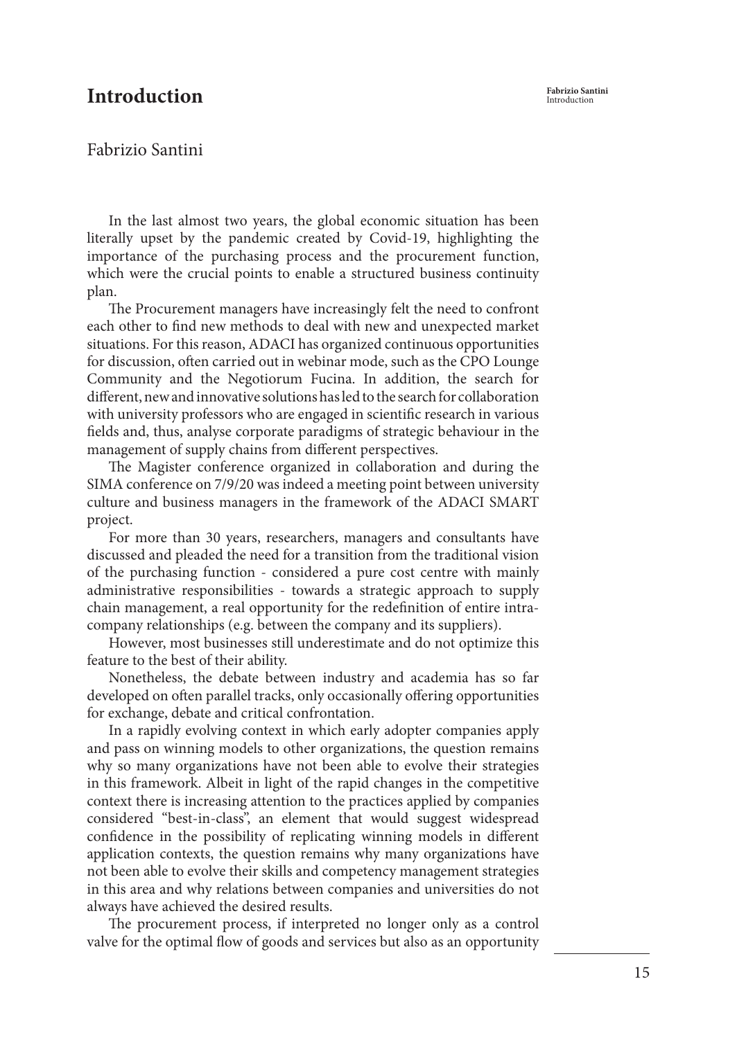# Introduction

Fabrizio Santini

In the last almost two years, the global economic situation has been literally upset by the pandemic created by Covid-19, highlighting the importance of the purchasing process and the procurement function, which were the crucial points to enable a structured business continuity plan.

The Procurement managers have increasingly felt the need to confront each other to find new methods to deal with new and unexpected market situations. For this reason, ADACI has organized continuous opportunities for discussion, often carried out in webinar mode, such as the CPO Lounge Community and the Negotiorum Fucina. In addition, the search for different, new and innovative solutions has led to the search for collaboration with university professors who are engaged in scientific research in various fields and, thus, analyse corporate paradigms of strategic behaviour in the management of supply chains from different perspectives.

The Magister conference organized in collaboration and during the SIMA conference on 7/9/20 was indeed a meeting point between university culture and business managers in the framework of the ADACI SMART project.

For more than 30 years, researchers, managers and consultants have discussed and pleaded the need for a transition from the traditional vision of the purchasing function - considered a pure cost centre with mainly administrative responsibilities - towards a strategic approach to supply chain management, a real opportunity for the redefinition of entire intra-company relationships (e.g. between the company and its suppliers).

However, most businesses still underestimate and do not optimize this feature to the best of their ability.

Nonetheless, the debate between industry and academia has so far developed on often parallel tracks, only occasionally offering opportunities for exchange, debate and critical confrontation.

In a rapidly evolving context in which early adopter companies apply and pass on winning models to other organizations, the question remains why so many organizations have not been able to evolve their strategies in this framework. Albeit in light of the rapid changes in the competitive context there is increasing attention to the practices applied by companies considered "best-in-class", an element that would suggest widespread confidence in the possibility of replicating winning models in different application contexts, the question remains why many organizations have not been able to evolve their skills and competency management strategies in this area and why relations between companies and universities do not always have achieved the desired results.

The procurement process, if interpreted no longer only as a control valve for the optimal flow of goods and services but also as an opportunity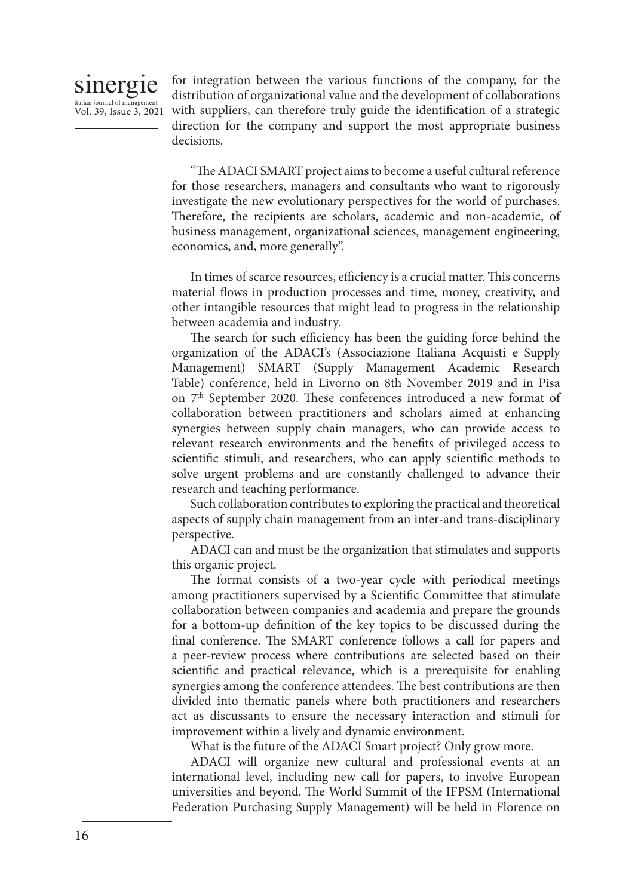for integration between the various functions of the company, for the distribution of organizational value and the development of collaborations with suppliers, can therefore truly guide the identification of a strategic direction for the company and support the most appropriate business decisions.

"The ADACI SMART project aims to become a useful cultural reference for those researchers, managers and consultants who want to rigorously investigate the new evolutionary perspectives for the world of purchases. Therefore, the recipients are scholars, academic and non-academic, of business management, organizational sciences, management engineering, economics, and, more generally".

In times of scarce resources, efficiency is a crucial matter. This concerns material flows in production processes and time, money, creativity, and other intangible resources that might lead to progress in the relationship between academia and industry.

The search for such efficiency has been the guiding force behind the organization of the ADACI's (Associazione Italiana Acquisti e Supply Management) SMART (Supply Management Academic Research Table) conference, held in Livorno on 8th November 2019 and in Pisa on 7th September 2020. These conferences introduced a new format of collaboration between practitioners and scholars aimed at enhancing synergies between supply chain managers, who can provide access to relevant research environments and the benefits of privileged access to scientific stimuli, and researchers, who can apply scientific methods to solve urgent problems and are constantly challenged to advance their research and teaching performance.

Such collaboration contributes to exploring the practical and theoretical aspects of supply chain management from an inter-and trans-disciplinary perspective.

ADACI can and must be the organization that stimulates and supports this organic project.

The format consists of a two-year cycle with periodical meetings among practitioners supervised by a Scientific Committee that stimulate collaboration between companies and academia and prepare the grounds for a bottom-up definition of the key topics to be discussed during the final conference. The SMART conference follows a call for papers and a peer-review process where contributions are selected based on their scientific and practical relevance, which is a prerequisite for enabling synergies among the conference attendees. The best contributions are then divided into thematic panels where both practitioners and researchers act as discussants to ensure the necessary interaction and stimuli for improvement within a lively and dynamic environment.

What is the future of the ADACI Smart project? Only grow more.

ADACI will organize new cultural and professional events at an international level, including new call for papers, to involve European universities and beyond. The World Summit of the IFPSM (International Federation Purchasing Supply Management) will be held in Florence on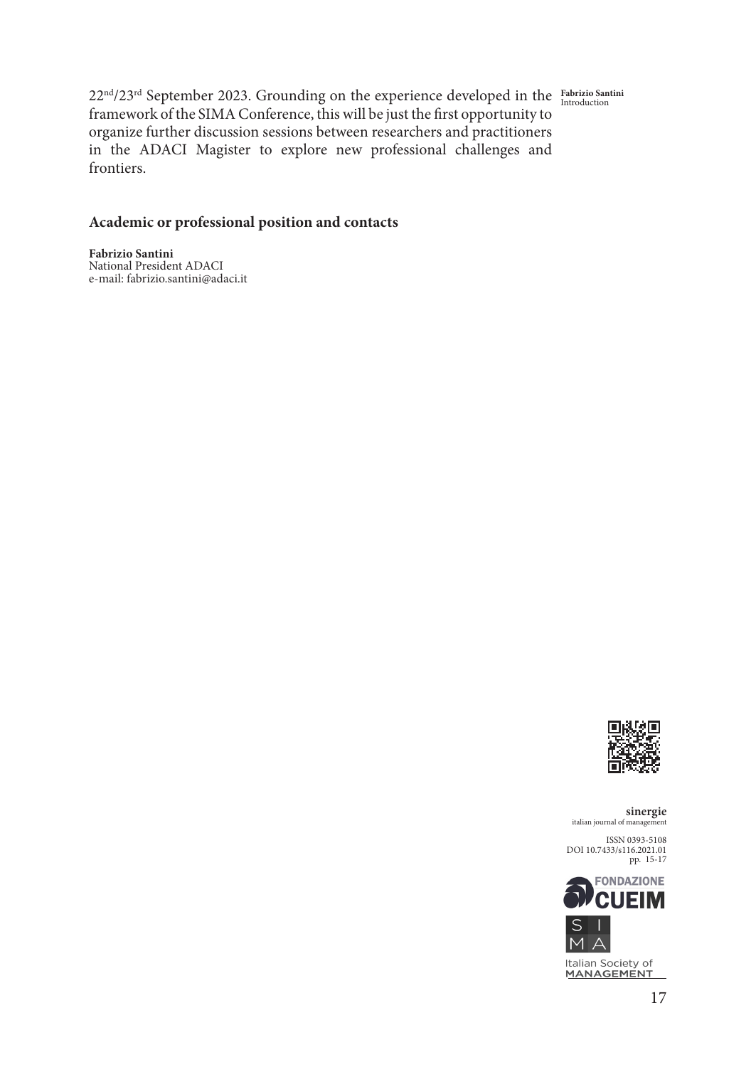22nd/23rd September 2023. Grounding on the experience developed in the framework of the SIMA Conference, this will be just the first opportunity to organize further discussion sessions between researchers and practitioners in the ADACI Magister to explore new professional challenges and frontiers.

## Academic or professional position and contacts

**Fabrizio Santini**
National President ADACI
e-mail: fabrizio.santini@adaci.it